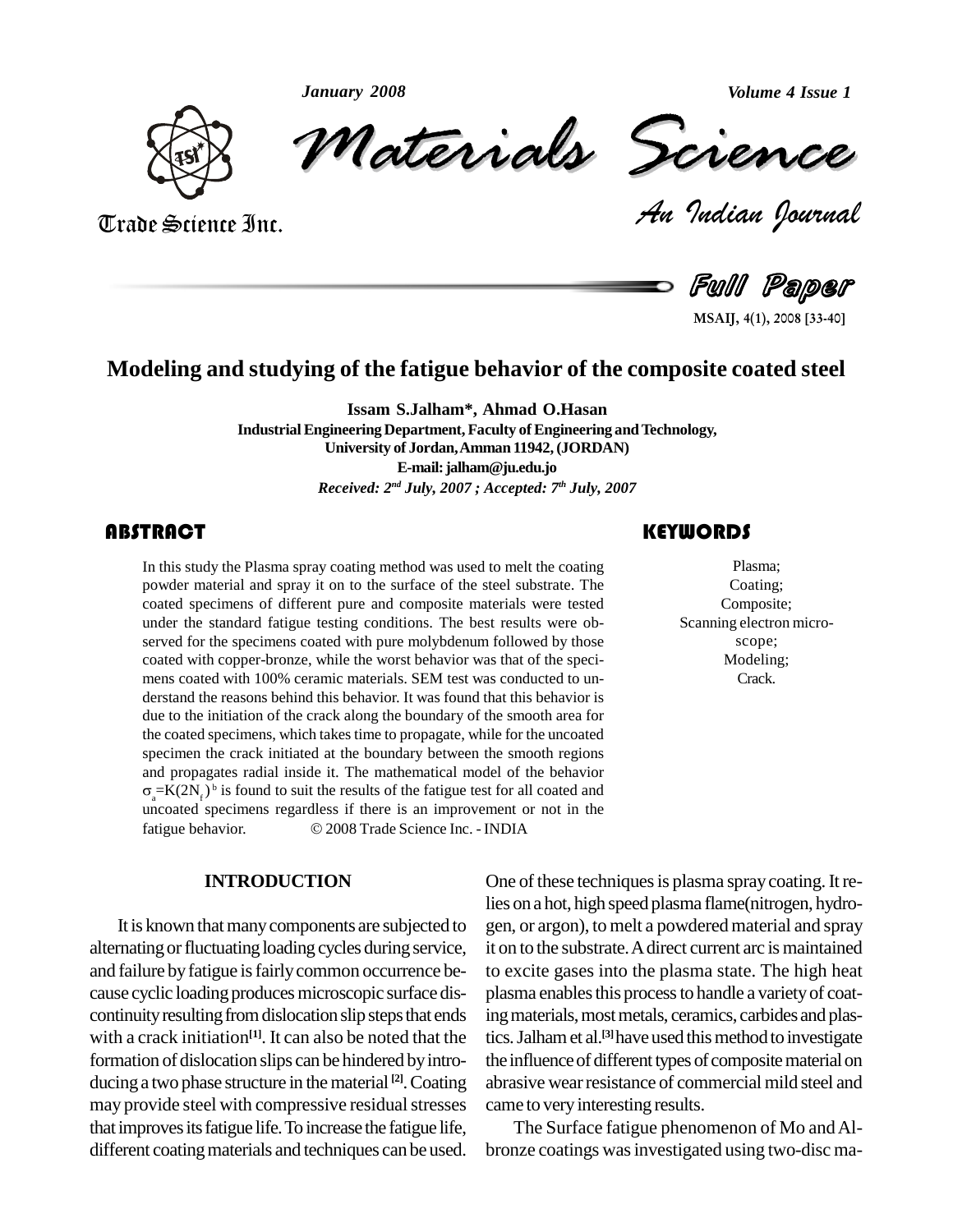# Modeling and studying of the fatigue behavior of the composite coated steel

**Issam S.Jalham*, Ahmad O.Hasan**

**Industrial Engineering Department, Faculty of Engineering and Technology, University of Jordan, Amman 11942, (JORDAN)**

**E-mail: jalham@ju.edu.jo**

***Received: 2nd July, 2007 ; Accepted: 7th July, 2007***

## ABSTRACT

In this study the Plasma spray coating method was used to melt the coating powder material and spray it on to the surface of the steel substrate. The coated specimens of different pure and composite materials were tested under the standard fatigue testing conditions. The best results were observed for the specimens coated with pure molybdenum followed by those coated with copper-bronze, while the worst behavior was that of the specimens coated with 100% ceramic materials. SEM test was conducted to understand the reasons behind this behavior. It was found that this behavior is due to the initiation of the crack along the boundary of the smooth area for the coated specimens, which takes time to propagate, while for the uncoated specimen the crack initiated at the boundary between the smooth regions and propagates radial inside it. The mathematical model of the behavior $\sigma_a=K(2N_f)^b$ is found to suit the results of the fatigue test for all coated and uncoated specimens regardless if there is an improvement or not in the fatigue behavior. © 2008 Trade Science Inc. - INDIA

## KEYWORDS

Plasma;
Coating;
Composite;
Scanning electron microscope;
Modeling;
Crack.

## INTRODUCTION

It is known that many components are subjected to alternating or fluctuating loading cycles during service, and failure by fatigue is fairly common occurrence because cyclic loading produces microscopic surface discontinuity resulting from dislocation slip steps that ends with a crack initiation[1]. It can also be noted that the formation of dislocation slips can be hindered by introducing a two phase structure in the material [2]. Coating may provide steel with compressive residual stresses that improves its fatigue life. To increase the fatigue life, different coating materials and techniques can be used. One of these techniques is plasma spray coating. It relies on a hot, high speed plasma flame(nitrogen, hydrogen, or argon), to melt a powdered material and spray it on to the substrate. A direct current arc is maintained to excite gases into the plasma state. The high heat plasma enables this process to handle a variety of coating materials, most metals, ceramics, carbides and plastics. Jalham et al.[3] have used this method to investigate the influence of different types of composite material on abrasive wear resistance of commercial mild steel and came to very interesting results.

The Surface fatigue phenomenon of Mo and Al-bronze coatings was investigated using two-disc ma-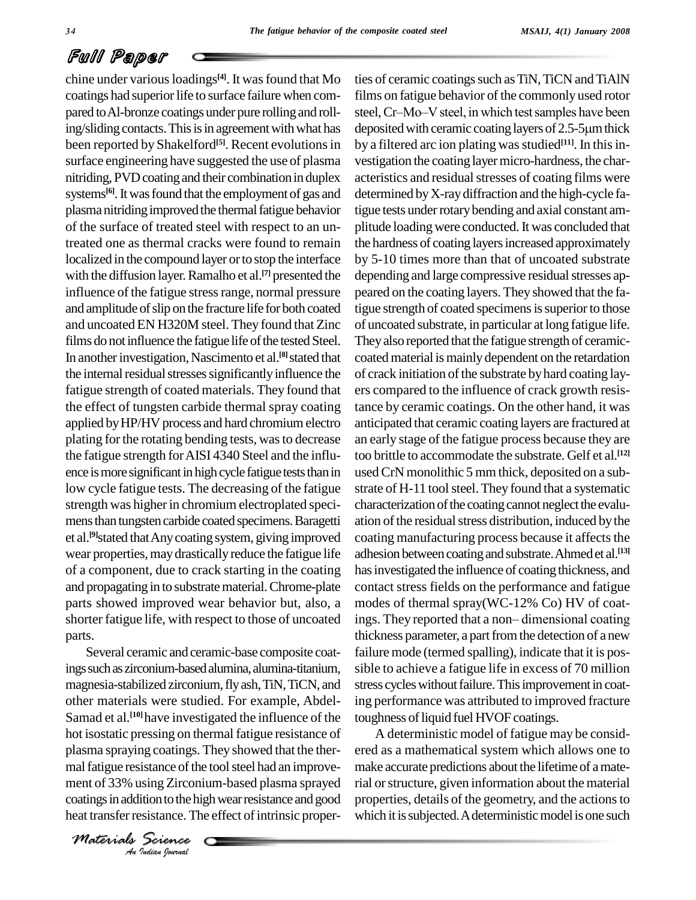chine under various loadings[4]. It was found that Mo coatings had superior life to surface failure when compared to Al-bronze coatings under pure rolling and rolling/sliding contacts. This is in agreement with what has been reported by Shakelford[5]. Recent evolutions in surface engineering have suggested the use of plasma nitriding, PVD coating and their combination in duplex systems[6]. It was found that the employment of gas and plasma nitriding improved the thermal fatigue behavior of the surface of treated steel with respect to an untreated one as thermal cracks were found to remain localized in the compound layer or to stop the interface with the diffusion layer. Ramalho et al.[7] presented the influence of the fatigue stress range, normal pressure and amplitude of slip on the fracture life for both coated and uncoated EN H320M steel. They found that Zinc films do not influence the fatigue life of the tested Steel. In another investigation, Nascimento et al.[8] stated that the internal residual stresses significantly influence the fatigue strength of coated materials. They found that the effect of tungsten carbide thermal spray coating applied by HP/HV process and hard chromium electro plating for the rotating bending tests, was to decrease the fatigue strength for AISI 4340 Steel and the influence is more significant in high cycle fatigue tests than in low cycle fatigue tests. The decreasing of the fatigue strength was higher in chromium electroplated specimens than tungsten carbide coated specimens. Baragetti et al.[9]stated that Any coating system, giving improved wear properties, may drastically reduce the fatigue life of a component, due to crack starting in the coating and propagating in to substrate material. Chrome-plate parts showed improved wear behavior but, also, a shorter fatigue life, with respect to those of uncoated parts.

Several ceramic and ceramic-base composite coatings such as zirconium-based alumina, alumina-titanium, magnesia-stabilized zirconium, fly ash, TiN, TiCN, and other materials were studied. For example, Abdel-Samad et al.[10] have investigated the influence of the hot isostatic pressing on thermal fatigue resistance of plasma spraying coatings. They showed that the thermal fatigue resistance of the tool steel had an improvement of 33% using Zirconium-based plasma sprayed coatings in addition to the high wear resistance and good heat transfer resistance. The effect of intrinsic properties of ceramic coatings such as TiN, TiCN and TiAlN films on fatigue behavior of the commonly used rotor steel, Cr–Mo–V steel, in which test samples have been deposited with ceramic coating layers of 2.5-5μm thick by a filtered arc ion plating was studied[11]. In this investigation the coating layer micro-hardness, the characteristics and residual stresses of coating films were determined by X-ray diffraction and the high-cycle fatigue tests under rotary bending and axial constant amplitude loading were conducted. It was concluded that the hardness of coating layers increased approximately by 5-10 times more than that of uncoated substrate depending and large compressive residual stresses appeared on the coating layers. They showed that the fatigue strength of coated specimens is superior to those of uncoated substrate, in particular at long fatigue life. They also reported that the fatigue strength of ceramic-coated material is mainly dependent on the retardation of crack initiation of the substrate by hard coating layers compared to the influence of crack growth resistance by ceramic coatings. On the other hand, it was anticipated that ceramic coating layers are fractured at an early stage of the fatigue process because they are too brittle to accommodate the substrate. Gelf et al.[12] used CrN monolithic 5 mm thick, deposited on a substrate of H-11 tool steel. They found that a systematic characterization of the coating cannot neglect the evaluation of the residual stress distribution, induced by the coating manufacturing process because it affects the adhesion between coating and substrate. Ahmed et al.[13] has investigated the influence of coating thickness, and contact stress fields on the performance and fatigue modes of thermal spray(WC-12% Co) HV of coatings. They reported that a non– dimensional coating thickness parameter, a part from the detection of a new failure mode (termed spalling), indicate that it is possible to achieve a fatigue life in excess of 70 million stress cycles without failure. This improvement in coating performance was attributed to improved fracture toughness of liquid fuel HVOF coatings.

A deterministic model of fatigue may be considered as a mathematical system which allows one to make accurate predictions about the lifetime of a material or structure, given information about the material properties, details of the geometry, and the actions to which it is subjected. A deterministic model is one such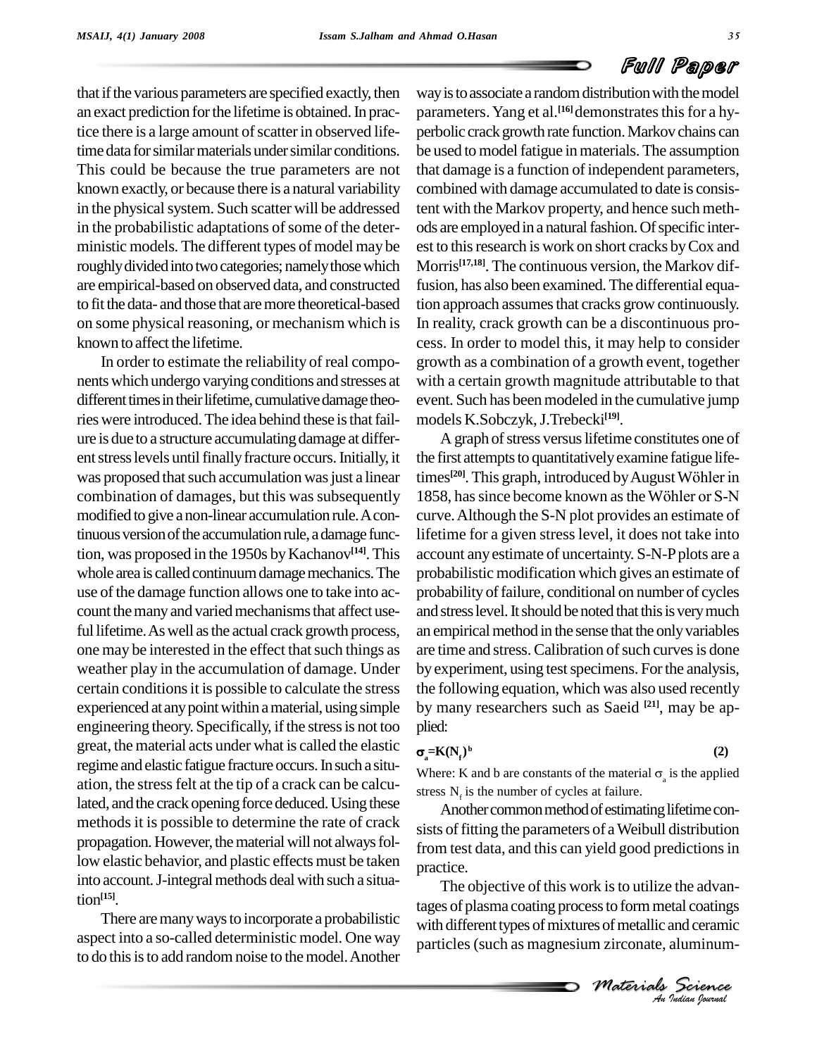that if the various parameters are specified exactly, then an exact prediction for the lifetime is obtained. In practice there is a large amount of scatter in observed lifetime data for similar materials under similar conditions. This could be because the true parameters are not known exactly, or because there is a natural variability in the physical system. Such scatter will be addressed in the probabilistic adaptations of some of the deterministic models. The different types of model may be roughly divided into two categories; namely those which are empirical-based on observed data, and constructed to fit the data- and those that are more theoretical-based on some physical reasoning, or mechanism which is known to affect the lifetime.

In order to estimate the reliability of real components which undergo varying conditions and stresses at different times in their lifetime, cumulative damage theories were introduced. The idea behind these is that failure is due to a structure accumulating damage at different stress levels until finally fracture occurs. Initially, it was proposed that such accumulation was just a linear combination of damages, but this was subsequently modified to give a non-linear accumulation rule. A continuous version of the accumulation rule, a damage function, was proposed in the 1950s by Kachanov[14]. This whole area is called continuum damage mechanics. The use of the damage function allows one to take into account the many and varied mechanisms that affect useful lifetime. As well as the actual crack growth process, one may be interested in the effect that such things as weather play in the accumulation of damage. Under certain conditions it is possible to calculate the stress experienced at any point within a material, using simple engineering theory. Specifically, if the stress is not too great, the material acts under what is called the elastic regime and elastic fatigue fracture occurs. In such a situation, the stress felt at the tip of a crack can be calculated, and the crack opening force deduced. Using these methods it is possible to determine the rate of crack propagation. However, the material will not always follow elastic behavior, and plastic effects must be taken into account. J-integral methods deal with such a situation[15].

There are many ways to incorporate a probabilistic aspect into a so-called deterministic model. One way to do this is to add random noise to the model. Another way is to associate a random distribution with the model parameters. Yang et al.[16] demonstrates this for a hyperbolic crack growth rate function. Markov chains can be used to model fatigue in materials. The assumption that damage is a function of independent parameters, combined with damage accumulated to date is consistent with the Markov property, and hence such methods are employed in a natural fashion. Of specific interest to this research is work on short cracks by Cox and Morris[17,18]. The continuous version, the Markov diffusion, has also been examined. The differential equation approach assumes that cracks grow continuously. In reality, crack growth can be a discontinuous process. In order to model this, it may help to consider growth as a combination of a growth event, together with a certain growth magnitude attributable to that event. Such has been modeled in the cumulative jump models K.Sobczyk, J.Trebecki[19].

A graph of stress versus lifetime constitutes one of the first attempts to quantitatively examine fatigue lifetimes[20]. This graph, introduced by August Wöhler in 1858, has since become known as the Wöhler or S-N curve. Although the S-N plot provides an estimate of lifetime for a given stress level, it does not take into account any estimate of uncertainty. S-N-P plots are a probabilistic modification which gives an estimate of probability of failure, conditional on number of cycles and stress level. It should be noted that this is very much an empirical method in the sense that the only variables are time and stress. Calibration of such curves is done by experiment, using test specimens. For the analysis, the following equation, which was also used recently by many researchers such as Saeid [21], may be applied:

$$\sigma_a = K(N_f)^b \qquad (2)$$

Where: K and b are constants of the material $\sigma_a$ is the applied stress $N_f$ is the number of cycles at failure.

Another common method of estimating lifetime consists of fitting the parameters of a Weibull distribution from test data, and this can yield good predictions in practice.

The objective of this work is to utilize the advantages of plasma coating process to form metal coatings with different types of mixtures of metallic and ceramic particles (such as magnesium zirconate, aluminum-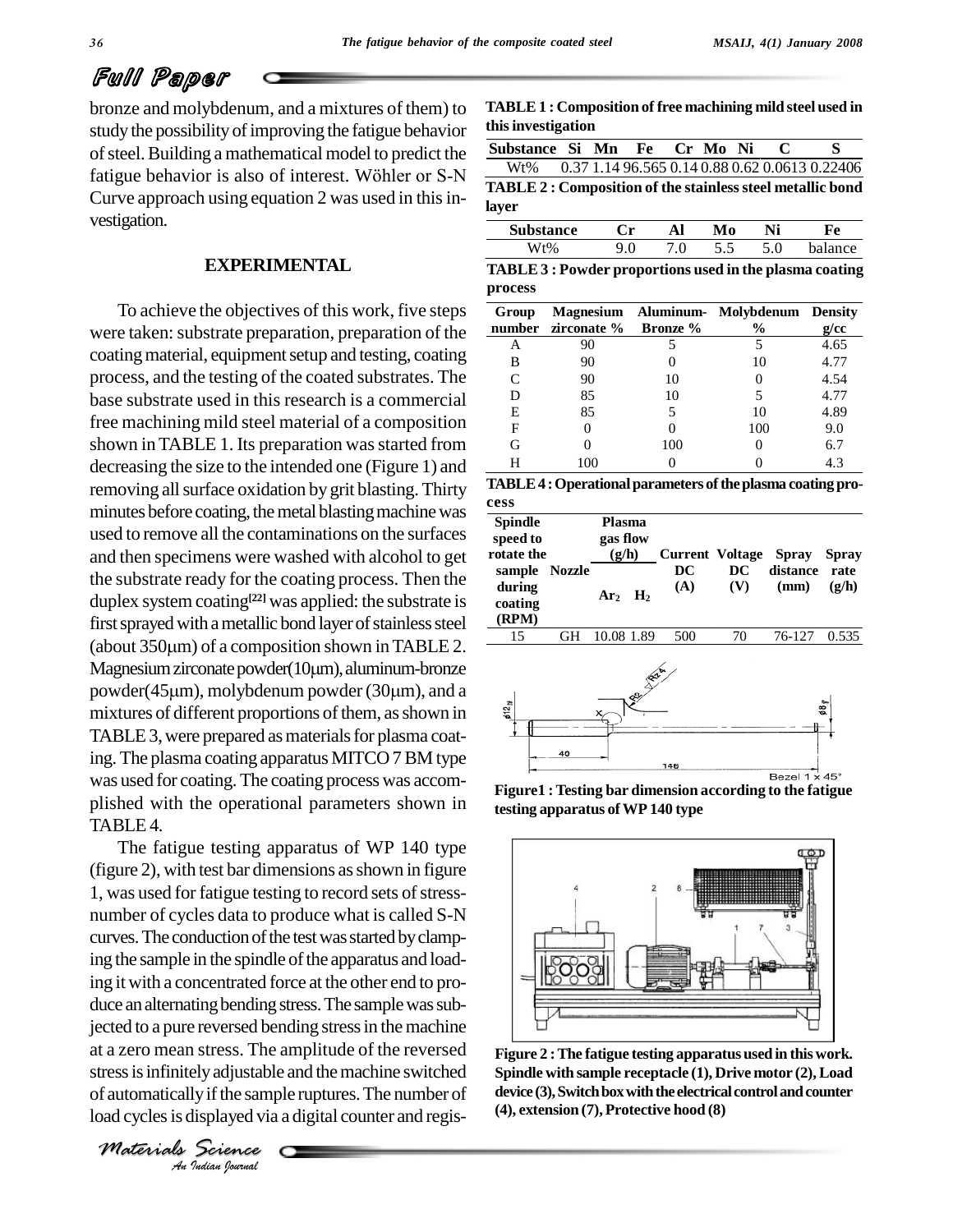bronze and molybdenum, and a mixtures of them) to study the possibility of improving the fatigue behavior of steel. Building a mathematical model to predict the fatigue behavior is also of interest. Wöhler or S-N Curve approach using equation 2 was used in this investigation.

## EXPERIMENTAL

To achieve the objectives of this work, five steps were taken: substrate preparation, preparation of the coating material, equipment setup and testing, coating process, and the testing of the coated substrates. The base substrate used in this research is a commercial free machining mild steel material of a composition shown in TABLE 1. Its preparation was started from decreasing the size to the intended one (Figure 1) and removing all surface oxidation by grit blasting. Thirty minutes before coating, the metal blasting machine was used to remove all the contaminations on the surfaces and then specimens were washed with alcohol to get the substrate ready for the coating process. Then the duplex system coating[22] was applied: the substrate is first sprayed with a metallic bond layer of stainless steel (about 350μm) of a composition shown in TABLE 2. Magnesium zirconate powder(10μm), aluminum-bronze powder(45μm), molybdenum powder (30μm), and a mixtures of different proportions of them, as shown in TABLE 3, were prepared as materials for plasma coating. The plasma coating apparatus MITCO 7 BM type was used for coating. The coating process was accomplished with the operational parameters shown in TABLE 4.

The fatigue testing apparatus of WP 140 type (figure 2), with test bar dimensions as shown in figure 1, was used for fatigue testing to record sets of stress-number of cycles data to produce what is called S-N curves. The conduction of the test was started by clamping the sample in the spindle of the apparatus and loading it with a concentrated force at the other end to produce an alternating bending stress. The sample was subjected to a pure reversed bending stress in the machine at a zero mean stress. The amplitude of the reversed stress is infinitely adjustable and the machine switched of automatically if the sample ruptures. The number of load cycles is displayed via a digital counter and regis-

**TABLE 1 : Composition of free machining mild steel used in this investigation**

| Substance | Si | Mn | Fe | Cr | Mo | Ni | C | S |
|---|---|---|---|---|---|---|---|---|
| Wt% | 0.37 | 1.14 | 96.565 | 0.14 | 0.88 | 0.62 | 0.0613 | 0.22406 |

**TABLE 2 : Composition of the stainless steel metallic bond layer**

| Substance | Cr | Al | Mo | Ni | Fe |
|---|---|---|---|---|---|
| Wt% | 9.0 | 7.0 | 5.5 | 5.0 | balance |

**TABLE 3 : Powder proportions used in the plasma coating process**

| Group number | Magnesium zirconate % | Aluminum-Bronze % | Molybdenum % | Density g/cc |
|---|---|---|---|---|
| A | 90 | 5 | 5 | 4.65 |
| B | 90 | 0 | 10 | 4.77 |
| C | 90 | 10 | 0 | 4.54 |
| D | 85 | 10 | 5 | 4.77 |
| E | 85 | 5 | 10 | 4.89 |
| F | 0 | 0 | 100 | 9.0 |
| G | 0 | 100 | 0 | 6.7 |
| H | 100 | 0 | 0 | 4.3 |

**TABLE 4 : Operational parameters of the plasma coating process**

| Spindle speed to rotate the sample during coating (RPM) | Nozzle | Plasma gas flow (g/h) | | Current DC (A) | Voltage DC (V) | Spray distance (mm) | Spray rate (g/h) |
|---|---|---|---|---|---|---|---|
| | | $Ar_2$ | $H_2$ | | | | |
| 15 | GH | 10.08 | 1.89 | 500 | 70 | 76-127 | 0.535 |

**Figure1 : Testing bar dimension according to the fatigue testing apparatus of WP 140 type**

**Figure 2 : The fatigue testing apparatus used in this work. Spindle with sample receptacle (1), Drive motor (2), Load device (3), Switch box with the electrical control and counter (4), extension (7), Protective hood (8)**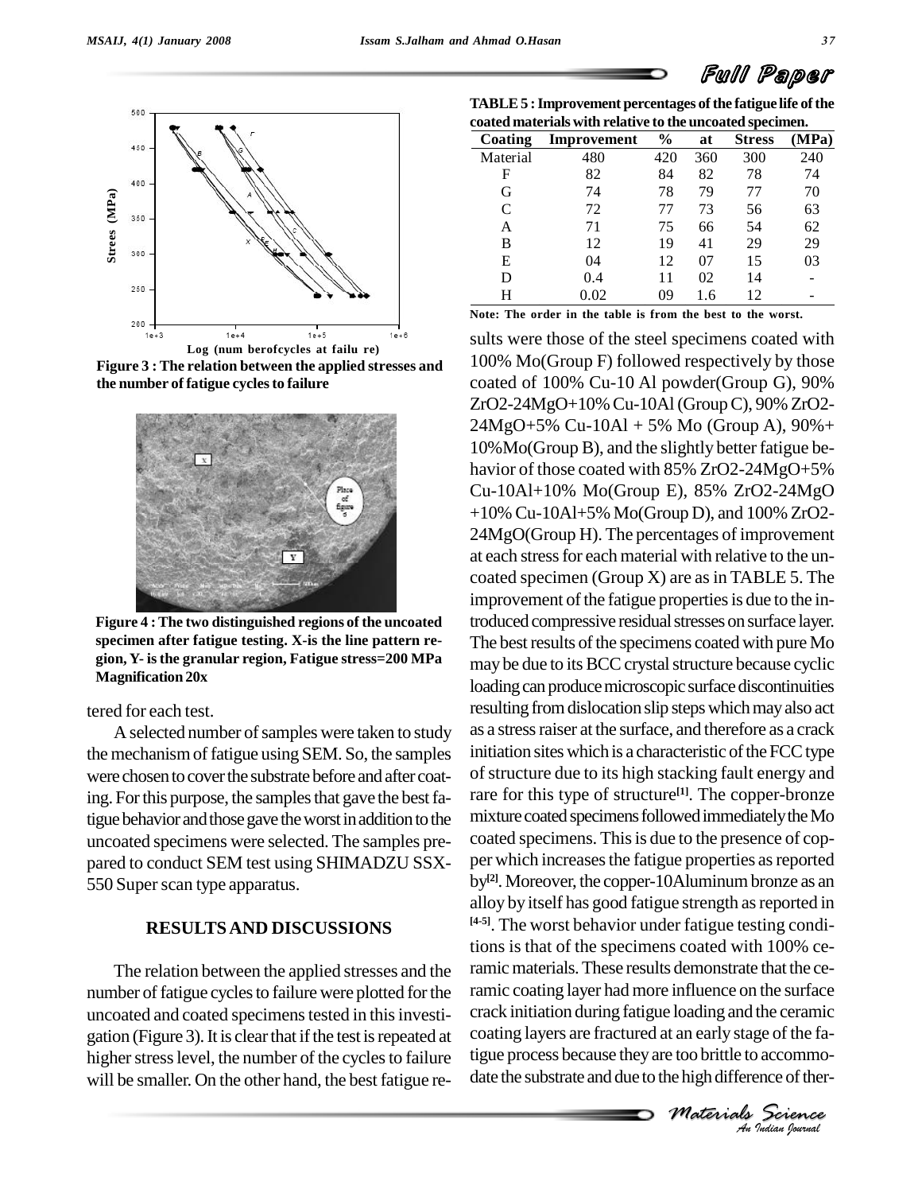Figure 3 : The relation between the applied stresses and the number of fatigue cycles to failure

Figure 4 : The two distinguished regions of the uncoated specimen after fatigue testing. X-is the line pattern region, Y- is the granular region, Fatigue stress=200 MPa Magnification 20x

tered for each test.

A selected number of samples were taken to study the mechanism of fatigue using SEM. So, the samples were chosen to cover the substrate before and after coating. For this purpose, the samples that gave the best fatigue behavior and those gave the worst in addition to the uncoated specimens were selected. The samples prepared to conduct SEM test using SHIMADZU SSX-550 Super scan type apparatus.

## RESULTS AND DISCUSSIONS

The relation between the applied stresses and the number of fatigue cycles to failure were plotted for the uncoated and coated specimens tested in this investigation (Figure 3). It is clear that if the test is repeated at higher stress level, the number of the cycles to failure will be smaller. On the other hand, the best fatigue results were those of the steel specimens coated with 100% Mo(Group F) followed respectively by those coated of 100% Cu-10 Al powder(Group G), 90% $ZrO_2$-24MgO+10% Cu-10Al (Group C), 90% $ZrO_2$-24MgO+5% Cu-10Al + 5% Mo (Group A), 90%+ 10%Mo(Group B), and the slightly better fatigue behavior of those coated with 85% $ZrO_2$-24MgO+5% Cu-10Al+10% Mo(Group E), 85% $ZrO_2$-24MgO +10% Cu-10Al+5% Mo(Group D), and 100% $ZrO_2$-24MgO(Group H). The percentages of improvement at each stress for each material with relative to the uncoated specimen (Group X) are as in TABLE 5. The improvement of the fatigue properties is due to the introduced compressive residual stresses on surface layer. The best results of the specimens coated with pure Mo may be due to its BCC crystal structure because cyclic loading can produce microscopic surface discontinuities resulting from dislocation slip steps which may also act as a stress raiser at the surface, and therefore as a crack initiation sites which is a characteristic of the FCC type of structure due to its high stacking fault energy and rare for this type of structure[1]. The copper-bronze mixture coated specimens followed immediately the Mo coated specimens. This is due to the presence of copper which increases the fatigue properties as reported by[2]. Moreover, the copper-10Aluminum bronze as an alloy by itself has good fatigue strength as reported in [4-5]. The worst behavior under fatigue testing conditions is that of the specimens coated with 100% ceramic materials. These results demonstrate that the ceramic coating layer had more influence on the surface crack initiation during fatigue loading and the ceramic coating layers are fractured at an early stage of the fatigue process because they are too brittle to accommodate the substrate and due to the high difference of ther-

TABLE 5 : Improvement percentages of the fatigue life of the coated materials with relative to the uncoated specimen.

| Coating Material | Improvement 480 | % 420 | at 360 | Stress 300 | (MPa) 240 |
|---|---|---|---|---|---|
| F | 82 | 84 | 82 | 78 | 74 |
| G | 74 | 78 | 79 | 77 | 70 |
| C | 72 | 77 | 73 | 56 | 63 |
| A | 71 | 75 | 66 | 54 | 62 |
| B | 12 | 19 | 41 | 29 | 29 |
| E | 04 | 12 | 07 | 15 | 03 |
| D | 0.4 | 11 | 02 | 14 | - |
| H | 0.02 | 09 | 1.6 | 12 | - |

Note: The order in the table is from the best to the worst.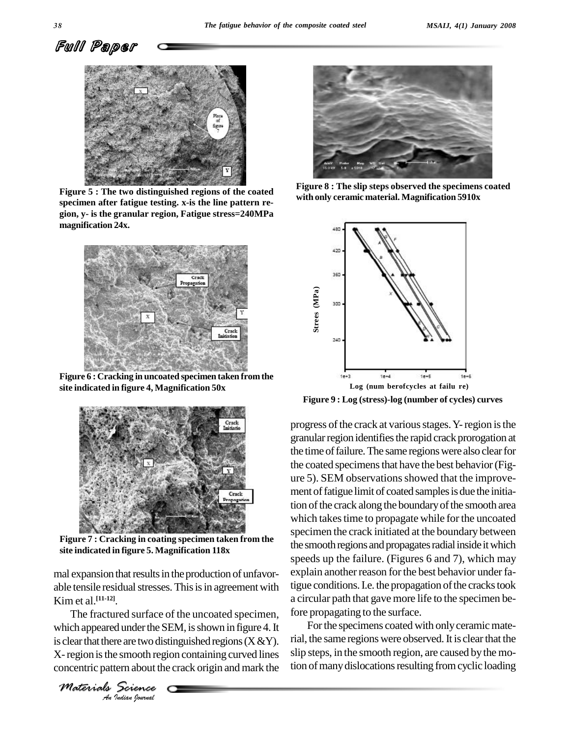Figure 5 : The two distinguished regions of the coated specimen after fatigue testing. x-is the line pattern region, y- is the granular region, Fatigue stress=240MPa magnification 24x.

Figure 6 : Cracking in uncoated specimen taken from the site indicated in figure 4, Magnification 50x

Figure 7 : Cracking in coating specimen taken from the site indicated in figure 5. Magnification 118x

Figure 8 : The slip steps observed the specimens coated with only ceramic material. Magnification 5910x

Figure 9 : Log (stress)-log (number of cycles) curves

mal expansion that results in the production of unfavorable tensile residual stresses. This is in agreement with Kim et al.[11-12].

The fractured surface of the uncoated specimen, which appeared under the SEM, is shown in figure 4. It is clear that there are two distinguished regions (X &Y). X- region is the smooth region containing curved lines concentric pattern about the crack origin and mark the progress of the crack at various stages. Y- region is the granular region identifies the rapid crack prorogation at the time of failure. The same regions were also clear for the coated specimens that have the best behavior (Figure 5). SEM observations showed that the improvement of fatigue limit of coated samples is due the initiation of the crack along the boundary of the smooth area which takes time to propagate while for the uncoated specimen the crack initiated at the boundary between the smooth regions and propagates radial inside it which speeds up the failure. (Figures 6 and 7), which may explain another reason for the best behavior under fatigue conditions. I.e. the propagation of the cracks took a circular path that gave more life to the specimen before propagating to the surface.

For the specimens coated with only ceramic material, the same regions were observed. It is clear that the slip steps, in the smooth region, are caused by the motion of many dislocations resulting from cyclic loading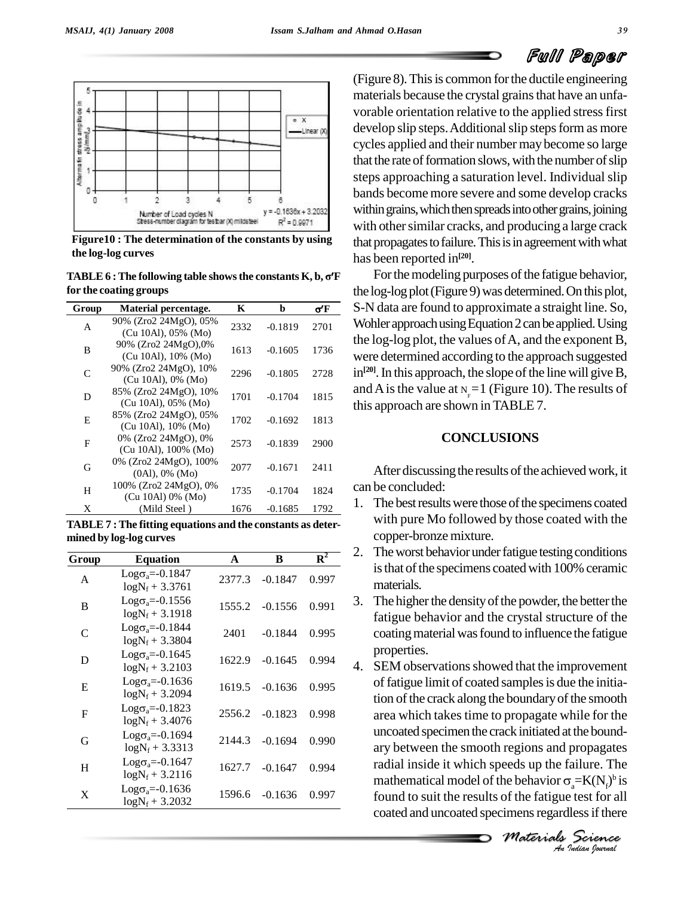Figure10 : The determination of the constants by using the log-log curves

TABLE 6 : The following table shows the constants K, b, σ'F for the coating groups

| Group | Material percentage. | K | b | σ'F |
|---|---|---|---|---|
| A | 90% (Zro2 24MgO), 05% (Cu 10Al), 05% (Mo) | 2332 | -0.1819 | 2701 |
| B | 90% (Zro2 24MgO),0% (Cu 10Al), 10% (Mo) | 1613 | -0.1605 | 1736 |
| C | 90% (Zro2 24MgO), 10% (Cu 10Al), 0% (Mo) | 2296 | -0.1805 | 2728 |
| D | 85% (Zro2 24MgO), 10% (Cu 10Al), 05% (Mo) | 1701 | -0.1704 | 1815 |
| E | 85% (Zro2 24MgO), 05% (Cu 10Al), 10% (Mo) | 1702 | -0.1692 | 1813 |
| F | 0% (Zro2 24MgO), 0% (Cu 10Al), 100% (Mo) | 2573 | -0.1839 | 2900 |
| G | 0% (Zro2 24MgO), 100% (0Al), 0% (Mo) | 2077 | -0.1671 | 2411 |
| H | 100% (Zro2 24MgO), 0% (Cu 10Al) 0% (Mo) | 1735 | -0.1704 | 1824 |
| X | (Mild Steel ) | 1676 | -0.1685 | 1792 |

TABLE 7 : The fitting equations and the constants as determined by log-log curves

| Group | Equation | A | B | $R^2$ |
|---|---|---|---|---|
| A | $Log\sigma_a$=-0.1847 $logN_f$ + 3.3761 | 2377.3 | -0.1847 | 0.997 |
| B | $Log\sigma_a$=-0.1556 $logN_f$ + 3.1918 | 1555.2 | -0.1556 | 0.991 |
| C | $Log\sigma_a$=-0.1844 $logN_f$ + 3.3804 | 2401 | -0.1844 | 0.995 |
| D | $Log\sigma_a$=-0.1645 $logN_f$ + 3.2103 | 1622.9 | -0.1645 | 0.994 |
| E | $Log\sigma_a$=-0.1636 $logN_f$ + 3.2094 | 1619.5 | -0.1636 | 0.995 |
| F | $Log\sigma_a$=-0.1823 $logN_f$ + 3.4076 | 2556.2 | -0.1823 | 0.998 |
| G | $Log\sigma_a$=-0.1694 $logN_f$ + 3.3313 | 2144.3 | -0.1694 | 0.990 |
| H | $Log\sigma_a$=-0.1647 $logN_f$ + 3.2116 | 1627.7 | -0.1647 | 0.994 |
| X | $Log\sigma_a$=-0.1636 $logN_f$ + 3.2032 | 1596.6 | -0.1636 | 0.997 |

(Figure 8). This is common for the ductile engineering materials because the crystal grains that have an unfavorable orientation relative to the applied stress first develop slip steps. Additional slip steps form as more cycles applied and their number may become so large that the rate of formation slows, with the number of slip steps approaching a saturation level. Individual slip bands become more severe and some develop cracks within grains, which then spreads into other grains, joining with other similar cracks, and producing a large crack that propagates to failure. This is in agreement with what has been reported in[20].

For the modeling purposes of the fatigue behavior, the log-log plot (Figure 9) was determined. On this plot, S-N data are found to approximate a straight line. So, Wohler approach using Equation 2 can be applied. Using the log-log plot, the values of A, and the exponent B, were determined according to the approach suggested in[20]. In this approach, the slope of the line will give B, and A is the value at $N_F=1$ (Figure 10). The results of this approach are shown in TABLE 7.

## CONCLUSIONS

After discussing the results of the achieved work, it can be concluded:

1. The best results were those of the specimens coated with pure Mo followed by those coated with the copper-bronze mixture.
2. The worst behavior under fatigue testing conditions is that of the specimens coated with 100% ceramic materials.
3. The higher the density of the powder, the better the fatigue behavior and the crystal structure of the coating material was found to influence the fatigue properties.
4. SEM observations showed that the improvement of fatigue limit of coated samples is due the initiation of the crack along the boundary of the smooth area which takes time to propagate while for the uncoated specimen the crack initiated at the boundary between the smooth regions and propagates radial inside it which speeds up the failure. The mathematical model of the behavior $\sigma_a=K(N_f)^b$ is found to suit the results of the fatigue test for all coated and uncoated specimens regardless if there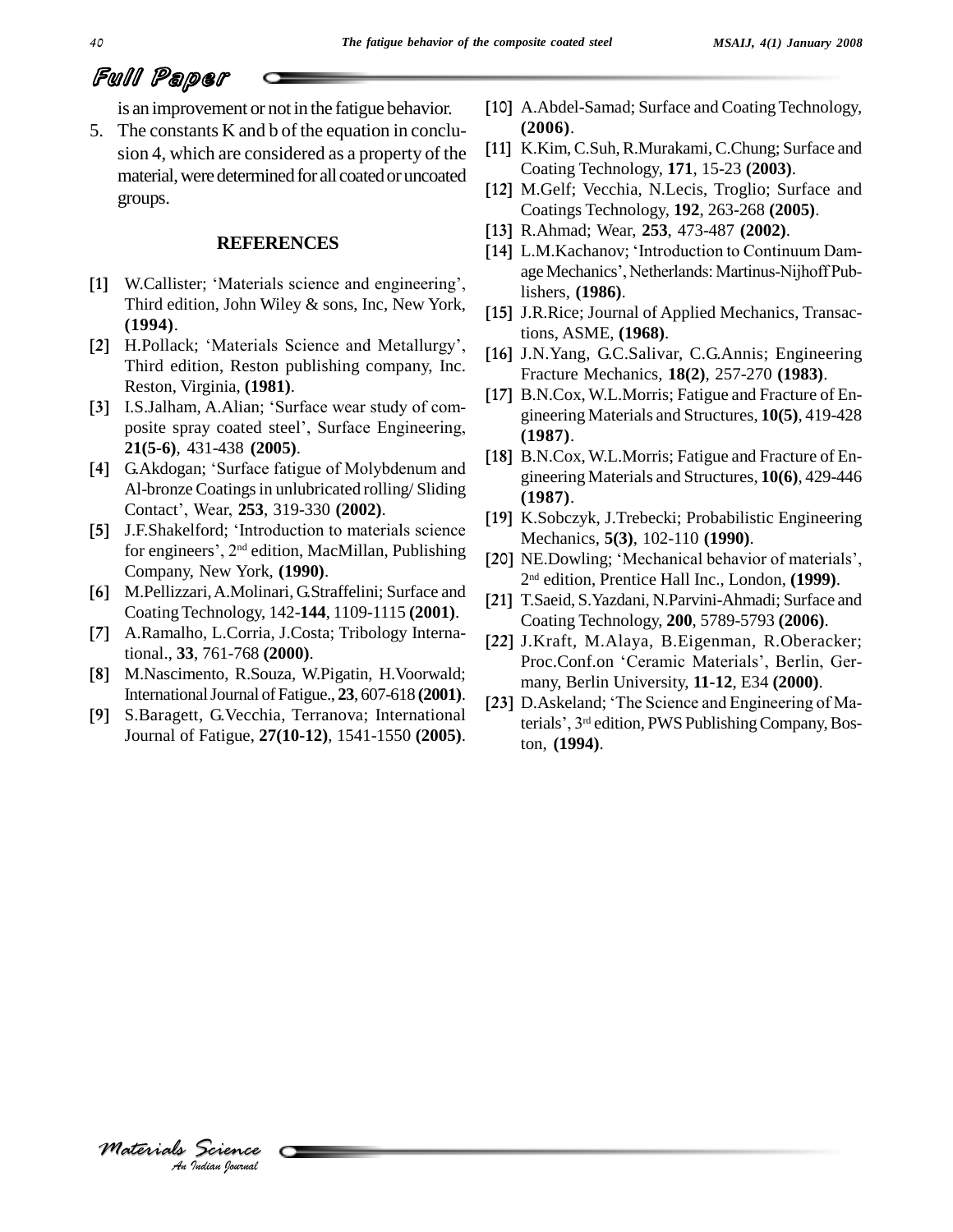is an improvement or not in the fatigue behavior.

5. The constants K and b of the equation in conclusion 4, which are considered as a property of the material, were determined for all coated or uncoated groups.

## REFERENCES

[1] W.Callister; 'Materials science and engineering', Third edition, John Wiley & sons, Inc, New York, **(1994)**.

[2] H.Pollack; 'Materials Science and Metallurgy', Third edition, Reston publishing company, Inc. Reston, Virginia, **(1981)**.

[3] I.S.Jalham, A.Alian; 'Surface wear study of composite spray coated steel', Surface Engineering, **21(5-6)**, 431-438 **(2005)**.

[4] G.Akdogan; 'Surface fatigue of Molybdenum and Al-bronze Coatings in unlubricated rolling/ Sliding Contact', Wear, **253**, 319-330 **(2002)**.

[5] J.F.Shakelford; 'Introduction to materials science for engineers', 2nd edition, MacMillan, Publishing Company, New York, **(1990)**.

[6] M.Pellizzari, A.Molinari, G.Straffelini; Surface and Coating Technology, 142-**144**, 1109-1115 **(2001)**.

[7] A.Ramalho, L.Corria, J.Costa; Tribology International., **33**, 761-768 **(2000)**.

[8] M.Nascimento, R.Souza, W.Pigatin, H.Voorwald; International Journal of Fatigue., **23**, 607-618 **(2001)**.

[9] S.Baragett, G.Vecchia, Terranova; International Journal of Fatigue, **27(10-12)**, 1541-1550 **(2005)**.

[10] A.Abdel-Samad; Surface and Coating Technology, **(2006)**.

[11] K.Kim, C.Suh, R.Murakami, C.Chung; Surface and Coating Technology, **171**, 15-23 **(2003)**.

[12] M.Gelf; Vecchia, N.Lecis, Troglio; Surface and Coatings Technology, **192**, 263-268 **(2005)**.

[13] R.Ahmad; Wear, **253**, 473-487 **(2002)**.

[14] L.M.Kachanov; 'Introduction to Continuum Damage Mechanics', Netherlands: Martinus-Nijhoff Publishers, **(1986)**.

[15] J.R.Rice; Journal of Applied Mechanics, Transactions, ASME, **(1968)**.

[16] J.N.Yang, G.C.Salivar, C.G.Annis; Engineering Fracture Mechanics, **18(2)**, 257-270 **(1983)**.

[17] B.N.Cox, W.L.Morris; Fatigue and Fracture of Engineering Materials and Structures, **10(5)**, 419-428 **(1987)**.

[18] B.N.Cox, W.L.Morris; Fatigue and Fracture of Engineering Materials and Structures, **10(6)**, 429-446 **(1987)**.

[19] K.Sobczyk, J.Trebecki; Probabilistic Engineering Mechanics, **5(3)**, 102-110 **(1990)**.

[20] NE.Dowling; 'Mechanical behavior of materials', 2nd edition, Prentice Hall Inc., London, **(1999)**.

[21] T.Saeid, S.Yazdani, N.Parvini-Ahmadi; Surface and Coating Technology, **200**, 5789-5793 **(2006)**.

[22] J.Kraft, M.Alaya, B.Eigenman, R.Oberacker; Proc.Conf.on 'Ceramic Materials', Berlin, Germany, Berlin University, **11-12**, E34 **(2000)**.

[23] D.Askeland; 'The Science and Engineering of Materials', 3rd edition, PWS Publishing Company, Boston, **(1994)**.